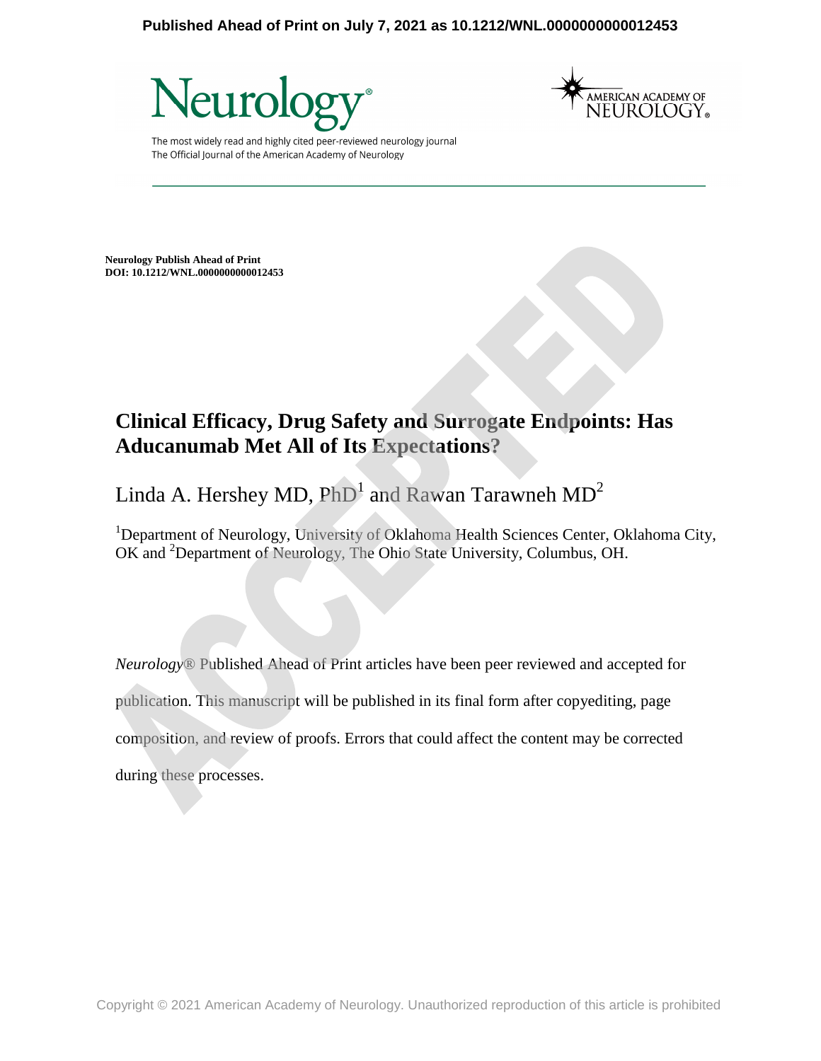Published Ahead of Print on July 7, 2021 as 10.1212/WNL.0000000000012453

**Neurology Publish Ahead of Print**
**DOI: 10.1212/WNL.0000000000012453**

# Clinical Efficacy, Drug Safety and Surrogate Endpoints: Has Aducanumab Met All of Its Expectations?

Linda A. Hershey MD, PhD[1] and Rawan Tarawneh MD[2]

[1]Department of Neurology, University of Oklahoma Health Sciences Center, Oklahoma City, OK and [2]Department of Neurology, The Ohio State University, Columbus, OH.

*Neurology*® Published Ahead of Print articles have been peer reviewed and accepted for publication. This manuscript will be published in its final form after copyediting, page composition, and review of proofs. Errors that could affect the content may be corrected during these processes.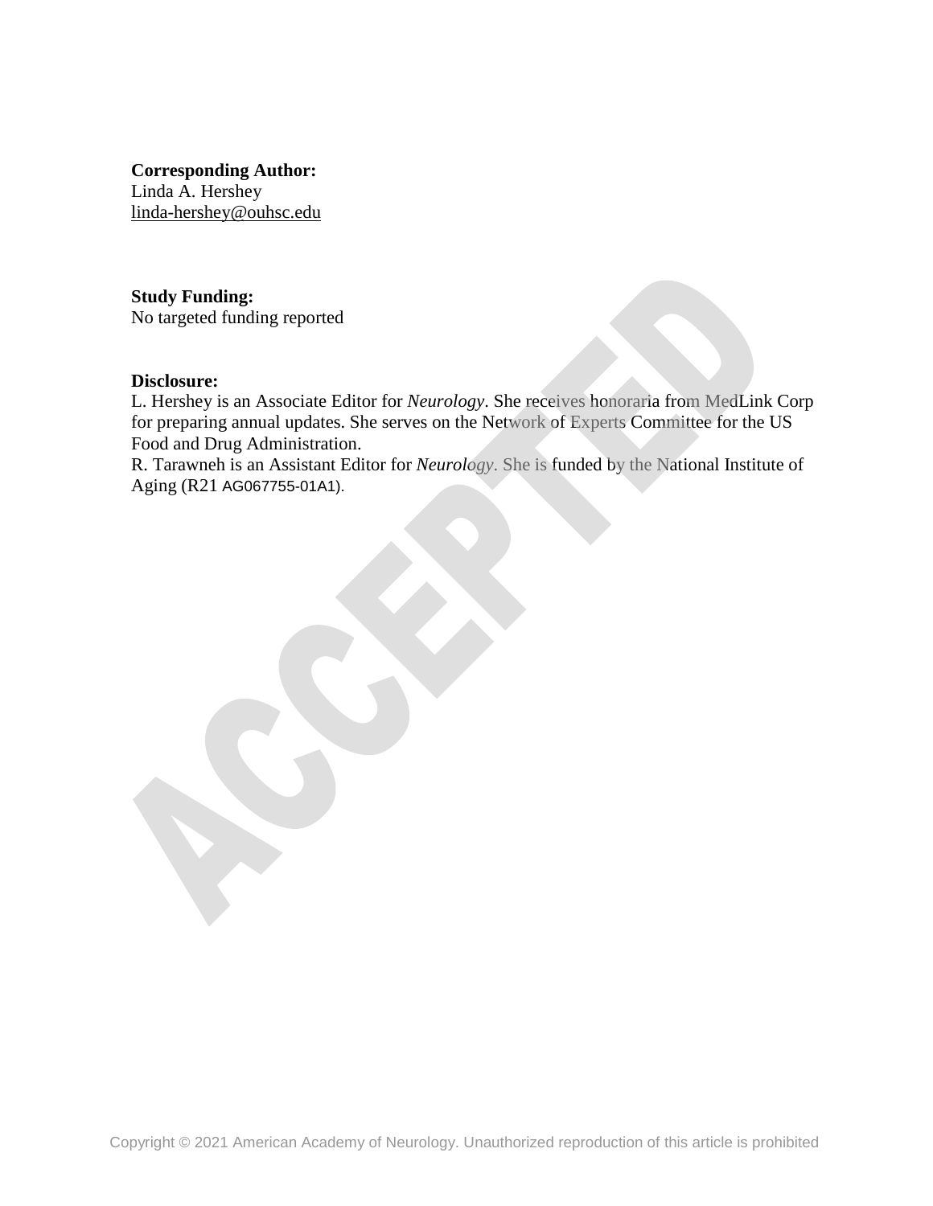**Corresponding Author:**
Linda A. Hershey
linda-hershey@ouhsc.edu

**Study Funding:**
No targeted funding reported

**Disclosure:**
L. Hershey is an Associate Editor for *Neurology*. She receives honoraria from MedLink Corp for preparing annual updates. She serves on the Network of Experts Committee for the US Food and Drug Administration.
R. Tarawneh is an Assistant Editor for *Neurology*. She is funded by the National Institute of Aging (R21 AG067755-01A1).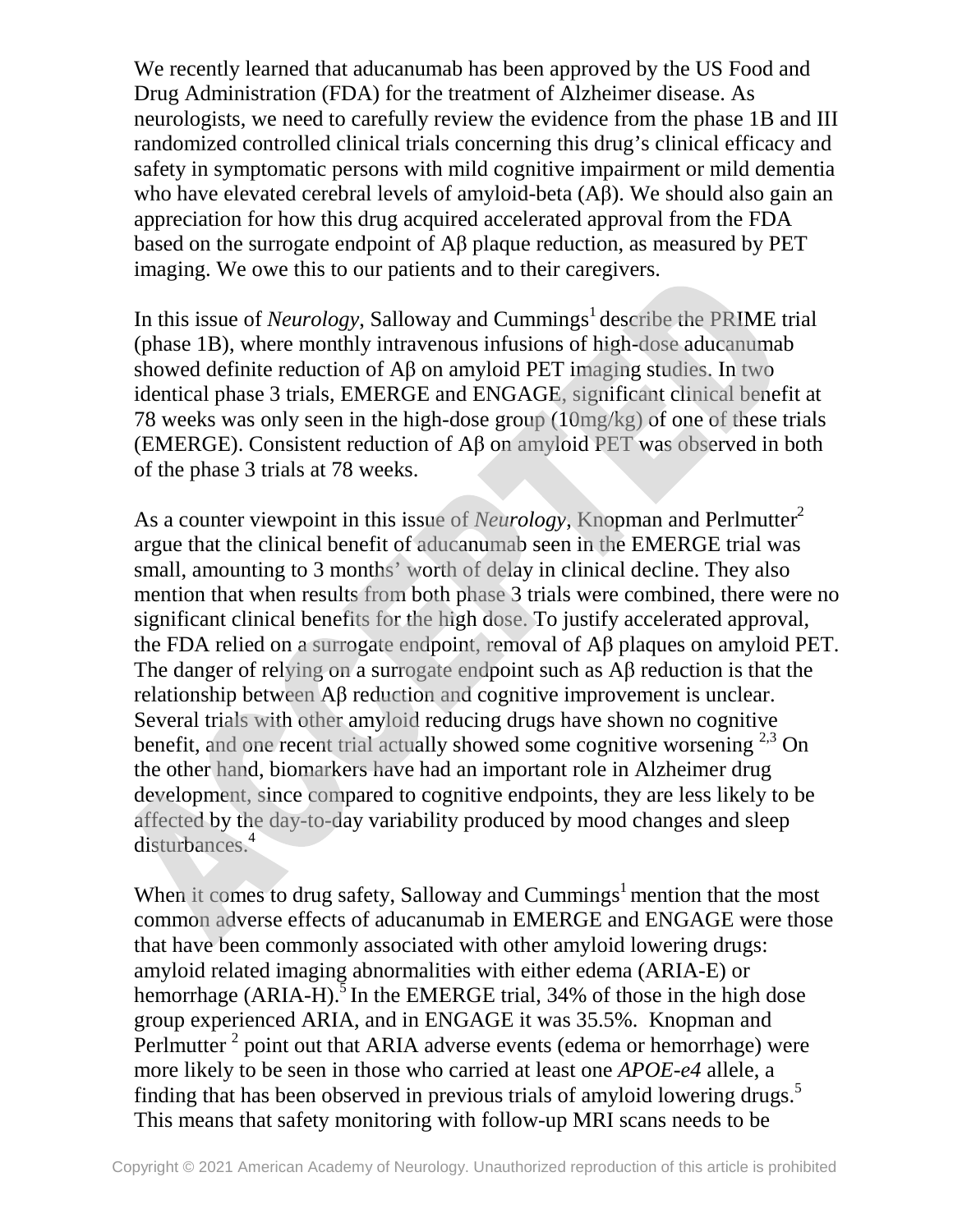We recently learned that aducanumab has been approved by the US Food and Drug Administration (FDA) for the treatment of Alzheimer disease. As neurologists, we need to carefully review the evidence from the phase 1B and III randomized controlled clinical trials concerning this drug's clinical efficacy and safety in symptomatic persons with mild cognitive impairment or mild dementia who have elevated cerebral levels of amyloid-beta (Aβ). We should also gain an appreciation for how this drug acquired accelerated approval from the FDA based on the surrogate endpoint of Aβ plaque reduction, as measured by PET imaging. We owe this to our patients and to their caregivers.

In this issue of *Neurology*, Salloway and Cummings[1] describe the PRIME trial (phase 1B), where monthly intravenous infusions of high-dose aducanumab showed definite reduction of Aβ on amyloid PET imaging studies. In two identical phase 3 trials, EMERGE and ENGAGE, significant clinical benefit at 78 weeks was only seen in the high-dose group (10mg/kg) of one of these trials (EMERGE). Consistent reduction of Aβ on amyloid PET was observed in both of the phase 3 trials at 78 weeks.

As a counter viewpoint in this issue of *Neurology*, Knopman and Perlmutter[2] argue that the clinical benefit of aducanumab seen in the EMERGE trial was small, amounting to 3 months' worth of delay in clinical decline. They also mention that when results from both phase 3 trials were combined, there were no significant clinical benefits for the high dose. To justify accelerated approval, the FDA relied on a surrogate endpoint, removal of Aβ plaques on amyloid PET. The danger of relying on a surrogate endpoint such as Aβ reduction is that the relationship between Aβ reduction and cognitive improvement is unclear. Several trials with other amyloid reducing drugs have shown no cognitive benefit, and one recent trial actually showed some cognitive worsening [2,3] On the other hand, biomarkers have had an important role in Alzheimer drug development, since compared to cognitive endpoints, they are less likely to be affected by the day-to-day variability produced by mood changes and sleep disturbances.[4]

When it comes to drug safety, Salloway and Cummings[1] mention that the most common adverse effects of aducanumab in EMERGE and ENGAGE were those that have been commonly associated with other amyloid lowering drugs: amyloid related imaging abnormalities with either edema (ARIA-E) or hemorrhage (ARIA-H).[5] In the EMERGE trial, 34% of those in the high dose group experienced ARIA, and in ENGAGE it was 35.5%. Knopman and Perlmutter [2] point out that ARIA adverse events (edema or hemorrhage) were more likely to be seen in those who carried at least one *APOE-e4* allele, a finding that has been observed in previous trials of amyloid lowering drugs.[5] This means that safety monitoring with follow-up MRI scans needs to be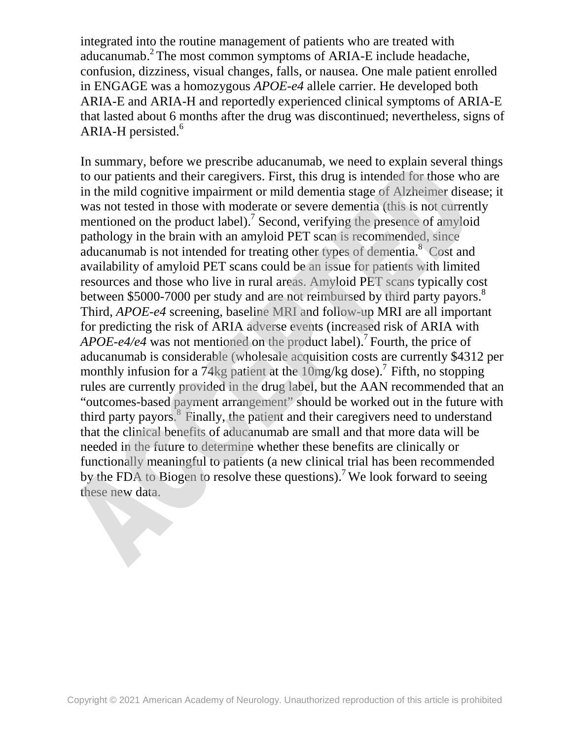integrated into the routine management of patients who are treated with aducanumab.[2] The most common symptoms of ARIA-E include headache, confusion, dizziness, visual changes, falls, or nausea. One male patient enrolled in ENGAGE was a homozygous *APOE-e4* allele carrier. He developed both ARIA-E and ARIA-H and reportedly experienced clinical symptoms of ARIA-E that lasted about 6 months after the drug was discontinued; nevertheless, signs of ARIA-H persisted.[6]

In summary, before we prescribe aducanumab, we need to explain several things to our patients and their caregivers. First, this drug is intended for those who are in the mild cognitive impairment or mild dementia stage of Alzheimer disease; it was not tested in those with moderate or severe dementia (this is not currently mentioned on the product label).[7] Second, verifying the presence of amyloid pathology in the brain with an amyloid PET scan is recommended, since aducanumab is not intended for treating other types of dementia.[8] Cost and availability of amyloid PET scans could be an issue for patients with limited resources and those who live in rural areas. Amyloid PET scans typically cost between $5000-7000 per study and are not reimbursed by third party payors.[8] Third, *APOE-e4* screening, baseline MRI and follow-up MRI are all important for predicting the risk of ARIA adverse events (increased risk of ARIA with *APOE-e4/e4* was not mentioned on the product label).[7] Fourth, the price of aducanumab is considerable (wholesale acquisition costs are currently $4312 per monthly infusion for a 74kg patient at the 10mg/kg dose).[7] Fifth, no stopping rules are currently provided in the drug label, but the AAN recommended that an "outcomes-based payment arrangement" should be worked out in the future with third party payors.[8] Finally, the patient and their caregivers need to understand that the clinical benefits of aducanumab are small and that more data will be needed in the future to determine whether these benefits are clinically or functionally meaningful to patients (a new clinical trial has been recommended by the FDA to Biogen to resolve these questions).[7] We look forward to seeing these new data.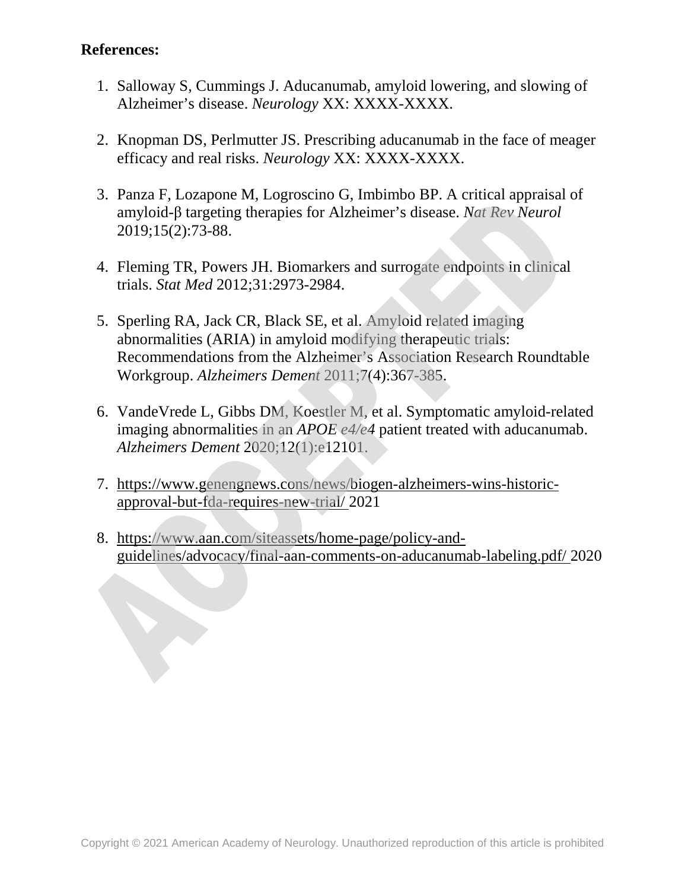**References:**

1. Salloway S, Cummings J. Aducanumab, amyloid lowering, and slowing of Alzheimer's disease. *Neurology* XX: XXXX-XXXX.

2. Knopman DS, Perlmutter JS. Prescribing aducanumab in the face of meager efficacy and real risks. *Neurology* XX: XXXX-XXXX.

3. Panza F, Lozapone M, Logroscino G, Imbimbo BP. A critical appraisal of amyloid-β targeting therapies for Alzheimer's disease. *Nat Rev Neurol* 2019;15(2):73-88.

4. Fleming TR, Powers JH. Biomarkers and surrogate endpoints in clinical trials. *Stat Med* 2012;31:2973-2984.

5. Sperling RA, Jack CR, Black SE, et al. Amyloid related imaging abnormalities (ARIA) in amyloid modifying therapeutic trials: Recommendations from the Alzheimer's Association Research Roundtable Workgroup. *Alzheimers Dement* 2011;7(4):367-385.

6. VandeVrede L, Gibbs DM, Koestler M, et al. Symptomatic amyloid-related imaging abnormalities in an *APOE e4/e4* patient treated with aducanumab. *Alzheimers Dement* 2020;12(1):e12101.

7. https://www.genengnews.cons/news/biogen-alzheimers-wins-historic-approval-but-fda-requires-new-trial/ 2021

8. https://www.aan.com/siteassets/home-page/policy-and-guidelines/advocacy/final-aan-comments-on-aducanumab-labeling.pdf/ 2020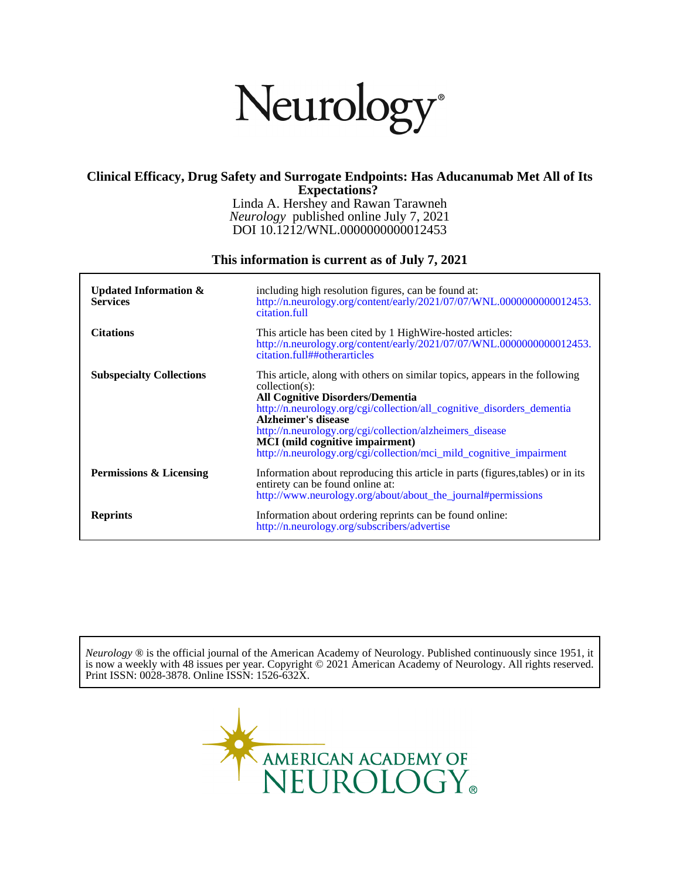# Neurology®

**Clinical Efficacy, Drug Safety and Surrogate Endpoints: Has Aducanumab Met All of Its Expectations?**

Linda A. Hershey and Rawan Tarawneh
*Neurology* published online July 7, 2021
DOI 10.1212/WNL.0000000000012453

**This information is current as of July 7, 2021**

| | |
|---|---|
| **Updated Information & Services** | including high resolution figures, can be found at: http://n.neurology.org/content/early/2021/07/07/WNL.0000000000012453.citation.full |
| **Citations** | This article has been cited by 1 HighWire-hosted articles: http://n.neurology.org/content/early/2021/07/07/WNL.0000000000012453.citation.full##otherarticles |
| **Subspecialty Collections** | This article, along with others on similar topics, appears in the following collection(s): **All Cognitive Disorders/Dementia** http://n.neurology.org/cgi/collection/all_cognitive_disorders_dementia **Alzheimer's disease** http://n.neurology.org/cgi/collection/alzheimers_disease **MCI (mild cognitive impairment)** http://n.neurology.org/cgi/collection/mci_mild_cognitive_impairment |
| **Permissions & Licensing** | Information about reproducing this article in parts (figures,tables) or in its entirety can be found online at: http://www.neurology.org/about/about_the_journal#permissions |
| **Reprints** | Information about ordering reprints can be found online: http://n.neurology.org/subscribers/advertise |

*Neurology* ® is the official journal of the American Academy of Neurology. Published continuously since 1951, it is now a weekly with 48 issues per year. Copyright © 2021 American Academy of Neurology. All rights reserved. Print ISSN: 0028-3878. Online ISSN: 1526-632X.

AMERICAN ACADEMY OF NEUROLOGY®